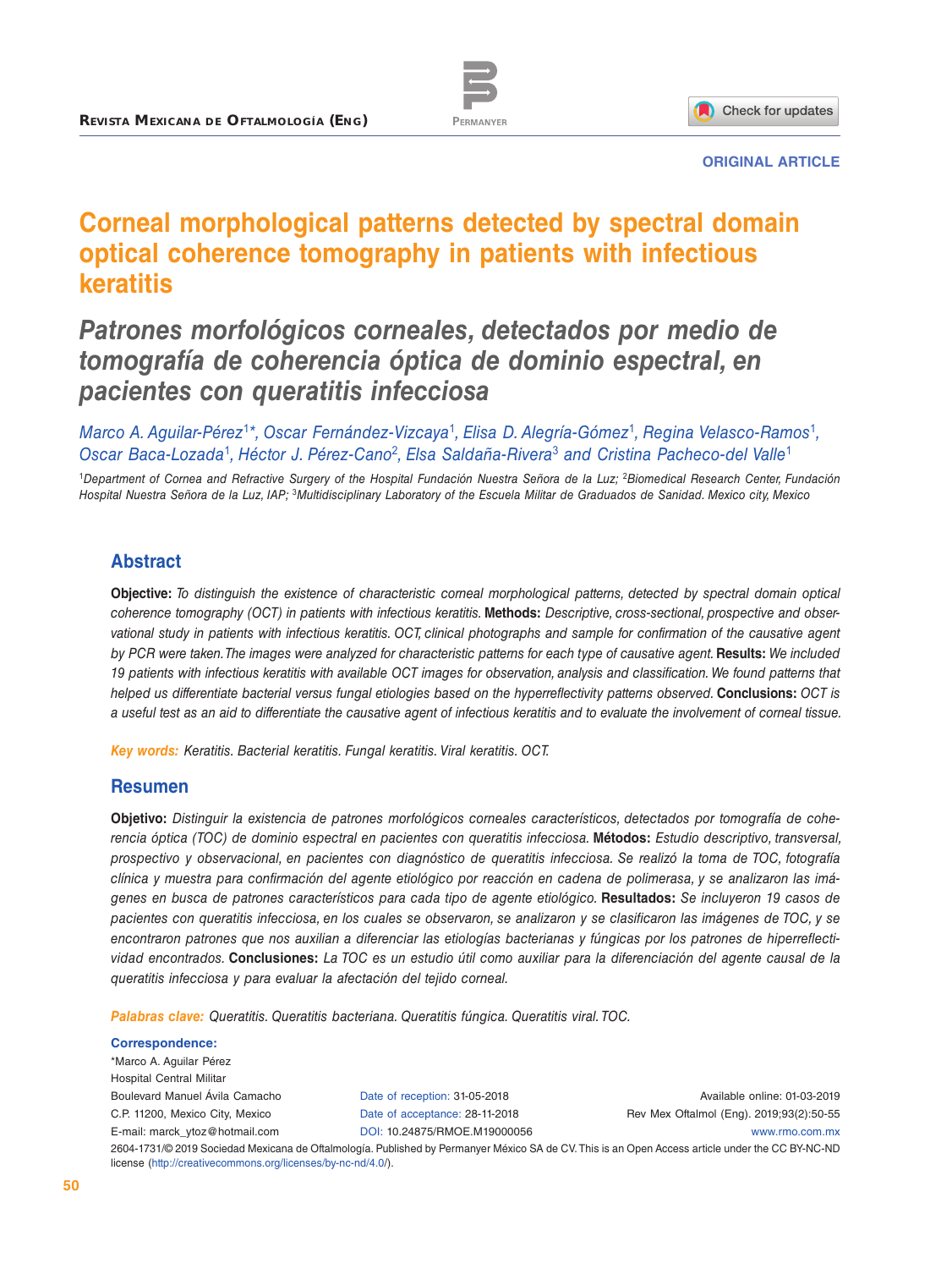ORIGINAL ARTICLE

# Corneal morphological patterns detected by spectral domain optical coherence tomography in patients with infectious keratitis

## *Patrones morfológicos corneales, detectados por medio de tomografía de coherencia óptica de dominio espectral, en pacientes con queratitis infecciosa*

*Marco A. Aguilar-Pérez[1]\*, Oscar Fernández-Vizcaya[1], Elisa D. Alegría-Gómez[1], Regina Velasco-Ramos[1], Oscar Baca-Lozada[1], Héctor J. Pérez-Cano[2], Elsa Saldaña-Rivera[3] and Cristina Pacheco-del Valle[1]*

[1]*Department of Cornea and Refractive Surgery of the Hospital Fundación Nuestra Señora de la Luz;* [2]*Biomedical Research Center, Fundación Hospital Nuestra Señora de la Luz, IAP;* [3]*Multidisciplinary Laboratory of the Escuela Militar de Graduados de Sanidad. Mexico city, Mexico*

## Abstract

**Objective:** *To distinguish the existence of characteristic corneal morphological patterns, detected by spectral domain optical coherence tomography (OCT) in patients with infectious keratitis.* **Methods:** *Descriptive, cross-sectional, prospective and observational study in patients with infectious keratitis. OCT, clinical photographs and sample for confirmation of the causative agent by PCR were taken. The images were analyzed for characteristic patterns for each type of causative agent.* **Results:** *We included 19 patients with infectious keratitis with available OCT images for observation, analysis and classification. We found patterns that helped us differentiate bacterial versus fungal etiologies based on the hyperreflectivity patterns observed.* **Conclusions:** *OCT is a useful test as an aid to differentiate the causative agent of infectious keratitis and to evaluate the involvement of corneal tissue.*

**Key words:** *Keratitis. Bacterial keratitis. Fungal keratitis. Viral keratitis. OCT.*

## Resumen

**Objetivo:** *Distinguir la existencia de patrones morfológicos corneales característicos, detectados por tomografía de coherencia óptica (TOC) de dominio espectral en pacientes con queratitis infecciosa.* **Métodos:** *Estudio descriptivo, transversal, prospectivo y observacional, en pacientes con diagnóstico de queratitis infecciosa. Se realizó la toma de TOC, fotografía clínica y muestra para confirmación del agente etiológico por reacción en cadena de polimerasa, y se analizaron las imágenes en busca de patrones característicos para cada tipo de agente etiológico.* **Resultados:** *Se incluyeron 19 casos de pacientes con queratitis infecciosa, en los cuales se observaron, se analizaron y se clasificaron las imágenes de TOC, y se encontraron patrones que nos auxilian a diferenciar las etiologías bacterianas y fúngicas por los patrones de hiperreflectividad encontrados.* **Conclusiones:** *La TOC es un estudio útil como auxiliar para la diferenciación del agente causal de la queratitis infecciosa y para evaluar la afectación del tejido corneal.*

**Palabras clave:** *Queratitis. Queratitis bacteriana. Queratitis fúngica. Queratitis viral. TOC.*

**Correspondence:**
\*Marco A. Aguilar Pérez
Hospital Central Militar
Boulevard Manuel Ávila Camacho
C.P. 11200, Mexico City, Mexico
E-mail: marck_ytoz@hotmail.com

Date of reception: 31-05-2018
Date of acceptance: 28-11-2018
DOI: 10.24875/RMOE.M19000056

Available online: 01-03-2019
Rev Mex Oftalmol (Eng). 2019;93(2):50-55
www.rmo.com.mx

2604-1731/© 2019 Sociedad Mexicana de Oftalmología. Published by Permanyer México SA de CV. This is an Open Access article under the CC BY-NC-ND license (http://creativecommons.org/licenses/by-nc-nd/4.0/).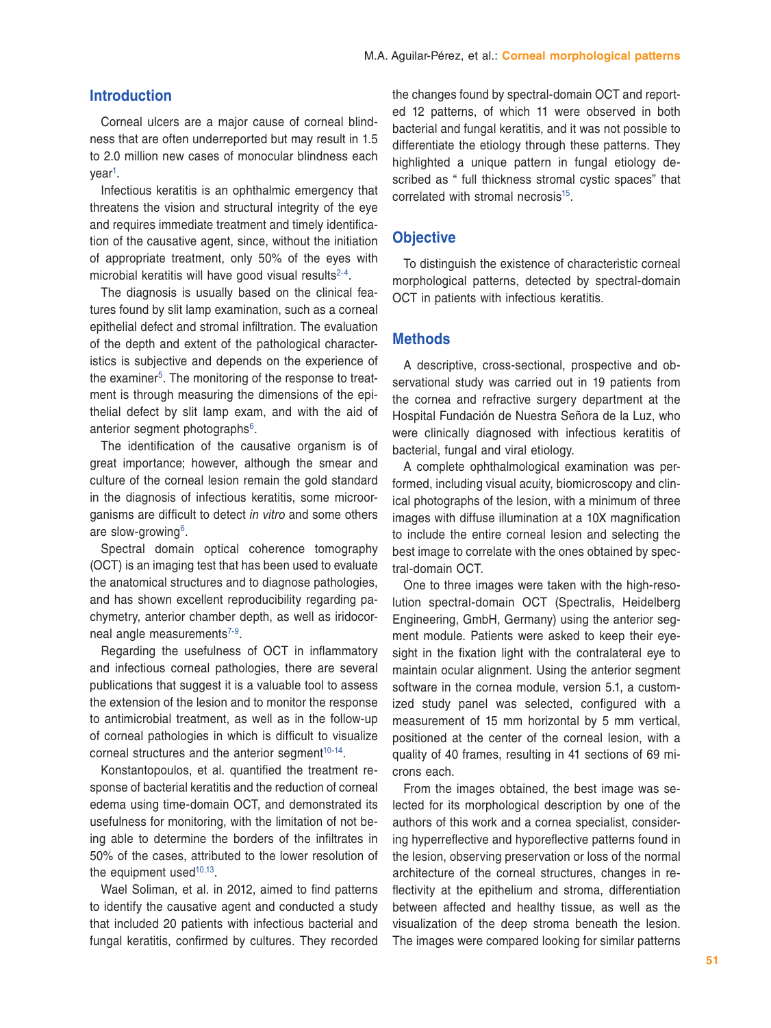## Introduction

Corneal ulcers are a major cause of corneal blindness that are often underreported but may result in 1.5 to 2.0 million new cases of monocular blindness each year[1].

Infectious keratitis is an ophthalmic emergency that threatens the vision and structural integrity of the eye and requires immediate treatment and timely identification of the causative agent, since, without the initiation of appropriate treatment, only 50% of the eyes with microbial keratitis will have good visual results[2-4].

The diagnosis is usually based on the clinical features found by slit lamp examination, such as a corneal epithelial defect and stromal infiltration. The evaluation of the depth and extent of the pathological characteristics is subjective and depends on the experience of the examiner[5]. The monitoring of the response to treatment is through measuring the dimensions of the epithelial defect by slit lamp exam, and with the aid of anterior segment photographs[6].

The identification of the causative organism is of great importance; however, although the smear and culture of the corneal lesion remain the gold standard in the diagnosis of infectious keratitis, some microorganisms are difficult to detect *in vitro* and some others are slow-growing[6].

Spectral domain optical coherence tomography (OCT) is an imaging test that has been used to evaluate the anatomical structures and to diagnose pathologies, and has shown excellent reproducibility regarding pachymetry, anterior chamber depth, as well as iridocorneal angle measurements[7-9].

Regarding the usefulness of OCT in inflammatory and infectious corneal pathologies, there are several publications that suggest it is a valuable tool to assess the extension of the lesion and to monitor the response to antimicrobial treatment, as well as in the follow-up of corneal pathologies in which is difficult to visualize corneal structures and the anterior segment[10-14].

Konstantopoulos, et al. quantified the treatment response of bacterial keratitis and the reduction of corneal edema using time-domain OCT, and demonstrated its usefulness for monitoring, with the limitation of not being able to determine the borders of the infiltrates in 50% of the cases, attributed to the lower resolution of the equipment used[10,13].

Wael Soliman, et al. in 2012, aimed to find patterns to identify the causative agent and conducted a study that included 20 patients with infectious bacterial and fungal keratitis, confirmed by cultures. They recorded the changes found by spectral-domain OCT and reported 12 patterns, of which 11 were observed in both bacterial and fungal keratitis, and it was not possible to differentiate the etiology through these patterns. They highlighted a unique pattern in fungal etiology described as " full thickness stromal cystic spaces" that correlated with stromal necrosis[15].

## Objective

To distinguish the existence of characteristic corneal morphological patterns, detected by spectral-domain OCT in patients with infectious keratitis.

## Methods

A descriptive, cross-sectional, prospective and observational study was carried out in 19 patients from the cornea and refractive surgery department at the Hospital Fundación de Nuestra Señora de la Luz, who were clinically diagnosed with infectious keratitis of bacterial, fungal and viral etiology.

A complete ophthalmological examination was performed, including visual acuity, biomicroscopy and clinical photographs of the lesion, with a minimum of three images with diffuse illumination at a 10X magnification to include the entire corneal lesion and selecting the best image to correlate with the ones obtained by spectral-domain OCT.

One to three images were taken with the high-resolution spectral-domain OCT (Spectralis, Heidelberg Engineering, GmbH, Germany) using the anterior segment module. Patients were asked to keep their eyesight in the fixation light with the contralateral eye to maintain ocular alignment. Using the anterior segment software in the cornea module, version 5.1, a customized study panel was selected, configured with a measurement of 15 mm horizontal by 5 mm vertical, positioned at the center of the corneal lesion, with a quality of 40 frames, resulting in 41 sections of 69 microns each.

From the images obtained, the best image was selected for its morphological description by one of the authors of this work and a cornea specialist, considering hyperreflective and hyporeflective patterns found in the lesion, observing preservation or loss of the normal architecture of the corneal structures, changes in reflectivity at the epithelium and stroma, differentiation between affected and healthy tissue, as well as the visualization of the deep stroma beneath the lesion. The images were compared looking for similar patterns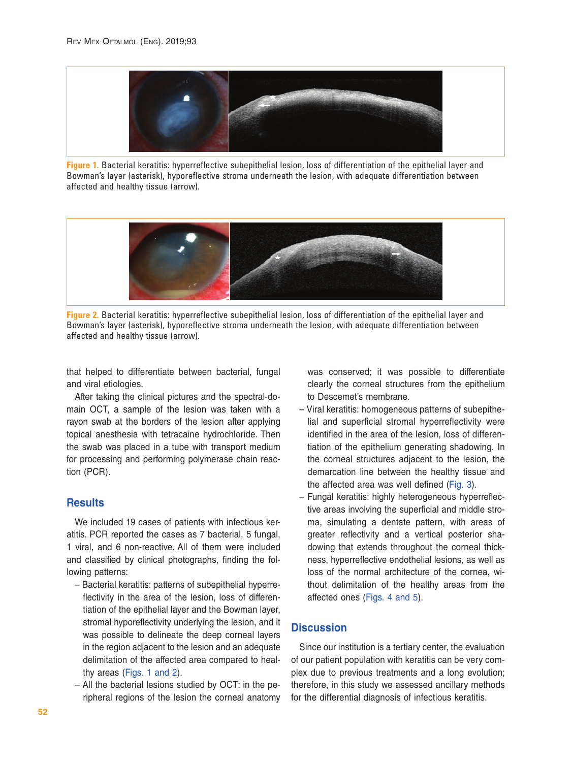Figure 1. Bacterial keratitis: hyperreflective subepithelial lesion, loss of differentiation of the epithelial layer and Bowman's layer (asterisk), hyporeflective stroma underneath the lesion, with adequate differentiation between affected and healthy tissue (arrow).

Figure 2. Bacterial keratitis: hyperreflective subepithelial lesion, loss of differentiation of the epithelial layer and Bowman's layer (asterisk), hyporeflective stroma underneath the lesion, with adequate differentiation between affected and healthy tissue (arrow).

that helped to differentiate between bacterial, fungal and viral etiologies.

After taking the clinical pictures and the spectral-domain OCT, a sample of the lesion was taken with a rayon swab at the borders of the lesion after applying topical anesthesia with tetracaine hydrochloride. Then the swab was placed in a tube with transport medium for processing and performing polymerase chain reaction (PCR).

## Results

We included 19 cases of patients with infectious keratitis. PCR reported the cases as 7 bacterial, 5 fungal, 1 viral, and 6 non-reactive. All of them were included and classified by clinical photographs, finding the following patterns:

- Bacterial keratitis: patterns of subepithelial hyperreflectivity in the area of the lesion, loss of differentiation of the epithelial layer and the Bowman layer, stromal hyporeflectivity underlying the lesion, and it was possible to delineate the deep corneal layers in the region adjacent to the lesion and an adequate delimitation of the affected area compared to healthy areas (Figs. 1 and 2).
- All the bacterial lesions studied by OCT: in the peripheral regions of the lesion the corneal anatomy was conserved; it was possible to differentiate clearly the corneal structures from the epithelium to Descemet's membrane.
- Viral keratitis: homogeneous patterns of subepithelial and superficial stromal hyperreflectivity were identified in the area of the lesion, loss of differentiation of the epithelium generating shadowing. In the corneal structures adjacent to the lesion, the demarcation line between the healthy tissue and the affected area was well defined (Fig. 3).
- Fungal keratitis: highly heterogeneous hyperreflective areas involving the superficial and middle stroma, simulating a dentate pattern, with areas of greater reflectivity and a vertical posterior shadowing that extends throughout the corneal thickness, hyperreflective endothelial lesions, as well as loss of the normal architecture of the cornea, without delimitation of the healthy areas from the affected ones (Figs. 4 and 5).

## Discussion

Since our institution is a tertiary center, the evaluation of our patient population with keratitis can be very complex due to previous treatments and a long evolution; therefore, in this study we assessed ancillary methods for the differential diagnosis of infectious keratitis.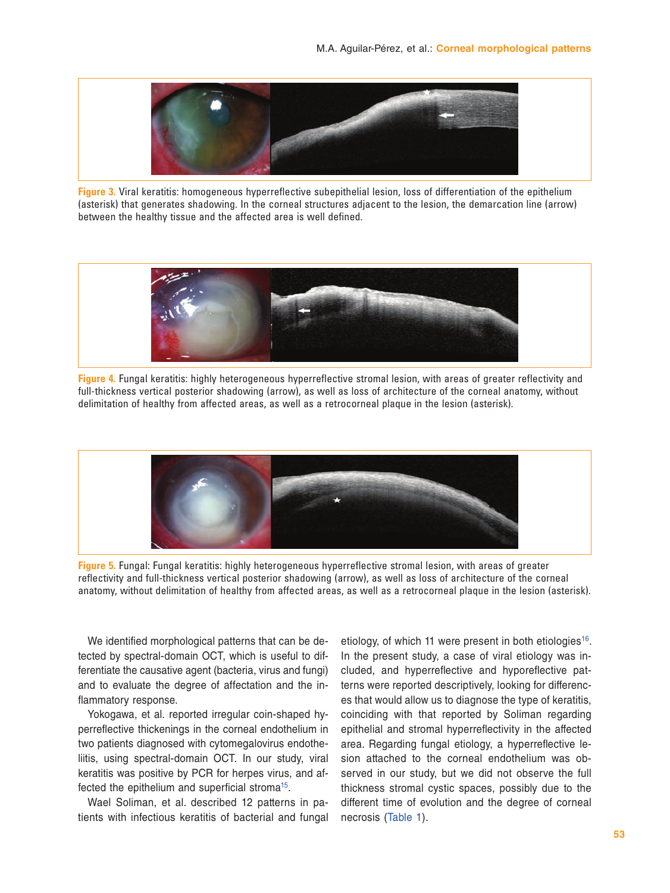**Figure 3.** Viral keratitis: homogeneous hyperreflective subepithelial lesion, loss of differentiation of the epithelium (asterisk) that generates shadowing. In the corneal structures adjacent to the lesion, the demarcation line (arrow) between the healthy tissue and the affected area is well defined.

**Figure 4.** Fungal keratitis: highly heterogeneous hyperreflective stromal lesion, with areas of greater reflectivity and full-thickness vertical posterior shadowing (arrow), as well as loss of architecture of the corneal anatomy, without delimitation of healthy from affected areas, as well as a retrocorneal plaque in the lesion (asterisk).

**Figure 5.** Fungal: Fungal keratitis: highly heterogeneous hyperreflective stromal lesion, with areas of greater reflectivity and full-thickness vertical posterior shadowing (arrow), as well as loss of architecture of the corneal anatomy, without delimitation of healthy from affected areas, as well as a retrocorneal plaque in the lesion (asterisk).

We identified morphological patterns that can be detected by spectral-domain OCT, which is useful to differentiate the causative agent (bacteria, virus and fungi) and to evaluate the degree of affectation and the inflammatory response.

Yokogawa, et al. reported irregular coin-shaped hyperreflective thickenings in the corneal endothelium in two patients diagnosed with cytomegalovirus endothelitis, using spectral-domain OCT. In our study, viral keratitis was positive by PCR for herpes virus, and affected the epithelium and superficial stroma[15].

Wael Soliman, et al. described 12 patterns in patients with infectious keratitis of bacterial and fungal etiology, of which 11 were present in both etiologies[16]. In the present study, a case of viral etiology was included, and hyperreflective and hyporeflective patterns were reported descriptively, looking for differences that would allow us to diagnose the type of keratitis, coinciding with that reported by Soliman regarding epithelial and stromal hyperreflectivity in the affected area. Regarding fungal etiology, a hyperreflective lesion attached to the corneal endothelium was observed in our study, but we did not observe the full thickness stromal cystic spaces, possibly due to the different time of evolution and the degree of corneal necrosis (Table 1).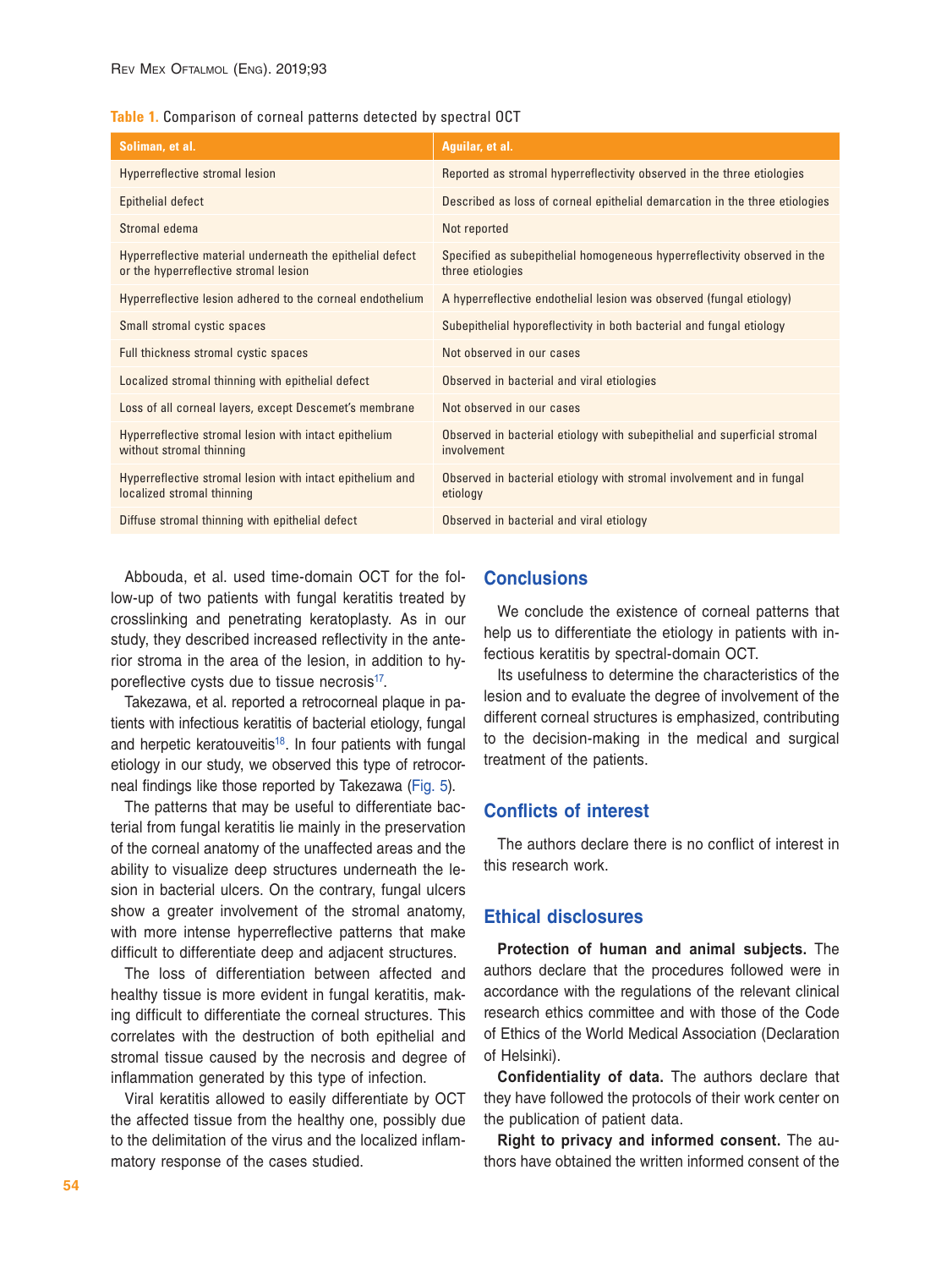**Table 1.** Comparison of corneal patterns detected by spectral OCT

| Soliman, et al. | Aguilar, et al. |
|---|---|
| Hyperreflective stromal lesion | Reported as stromal hyperreflectivity observed in the three etiologies |
| Epithelial defect | Described as loss of corneal epithelial demarcation in the three etiologies |
| Stromal edema | Not reported |
| Hyperreflective material underneath the epithelial defect or the hyperreflective stromal lesion | Specified as subepithelial homogeneous hyperreflectivity observed in the three etiologies |
| Hyperreflective lesion adhered to the corneal endothelium | A hyperreflective endothelial lesion was observed (fungal etiology) |
| Small stromal cystic spaces | Subepithelial hyporeflectivity in both bacterial and fungal etiology |
| Full thickness stromal cystic spaces | Not observed in our cases |
| Localized stromal thinning with epithelial defect | Observed in bacterial and viral etiologies |
| Loss of all corneal layers, except Descemet's membrane | Not observed in our cases |
| Hyperreflective stromal lesion with intact epithelium without stromal thinning | Observed in bacterial etiology with subepithelial and superficial stromal involvement |
| Hyperreflective stromal lesion with intact epithelium and localized stromal thinning | Observed in bacterial etiology with stromal involvement and in fungal etiology |
| Diffuse stromal thinning with epithelial defect | Observed in bacterial and viral etiology |

Abbouda, et al. used time-domain OCT for the follow-up of two patients with fungal keratitis treated by crosslinking and penetrating keratoplasty. As in our study, they described increased reflectivity in the anterior stroma in the area of the lesion, in addition to hyporeflective cysts due to tissue necrosis[17].

Takezawa, et al. reported a retrocorneal plaque in patients with infectious keratitis of bacterial etiology, fungal and herpetic keratouveitis[18]. In four patients with fungal etiology in our study, we observed this type of retrocorneal findings like those reported by Takezawa (Fig. 5).

The patterns that may be useful to differentiate bacterial from fungal keratitis lie mainly in the preservation of the corneal anatomy of the unaffected areas and the ability to visualize deep structures underneath the lesion in bacterial ulcers. On the contrary, fungal ulcers show a greater involvement of the stromal anatomy, with more intense hyperreflective patterns that make difficult to differentiate deep and adjacent structures.

The loss of differentiation between affected and healthy tissue is more evident in fungal keratitis, making difficult to differentiate the corneal structures. This correlates with the destruction of both epithelial and stromal tissue caused by the necrosis and degree of inflammation generated by this type of infection.

Viral keratitis allowed to easily differentiate by OCT the affected tissue from the healthy one, possibly due to the delimitation of the virus and the localized inflammatory response of the cases studied.

## Conclusions

We conclude the existence of corneal patterns that help us to differentiate the etiology in patients with infectious keratitis by spectral-domain OCT.

Its usefulness to determine the characteristics of the lesion and to evaluate the degree of involvement of the different corneal structures is emphasized, contributing to the decision-making in the medical and surgical treatment of the patients.

## Conflicts of interest

The authors declare there is no conflict of interest in this research work.

## Ethical disclosures

**Protection of human and animal subjects.** The authors declare that the procedures followed were in accordance with the regulations of the relevant clinical research ethics committee and with those of the Code of Ethics of the World Medical Association (Declaration of Helsinki).

**Confidentiality of data.** The authors declare that they have followed the protocols of their work center on the publication of patient data.

**Right to privacy and informed consent.** The authors have obtained the written informed consent of the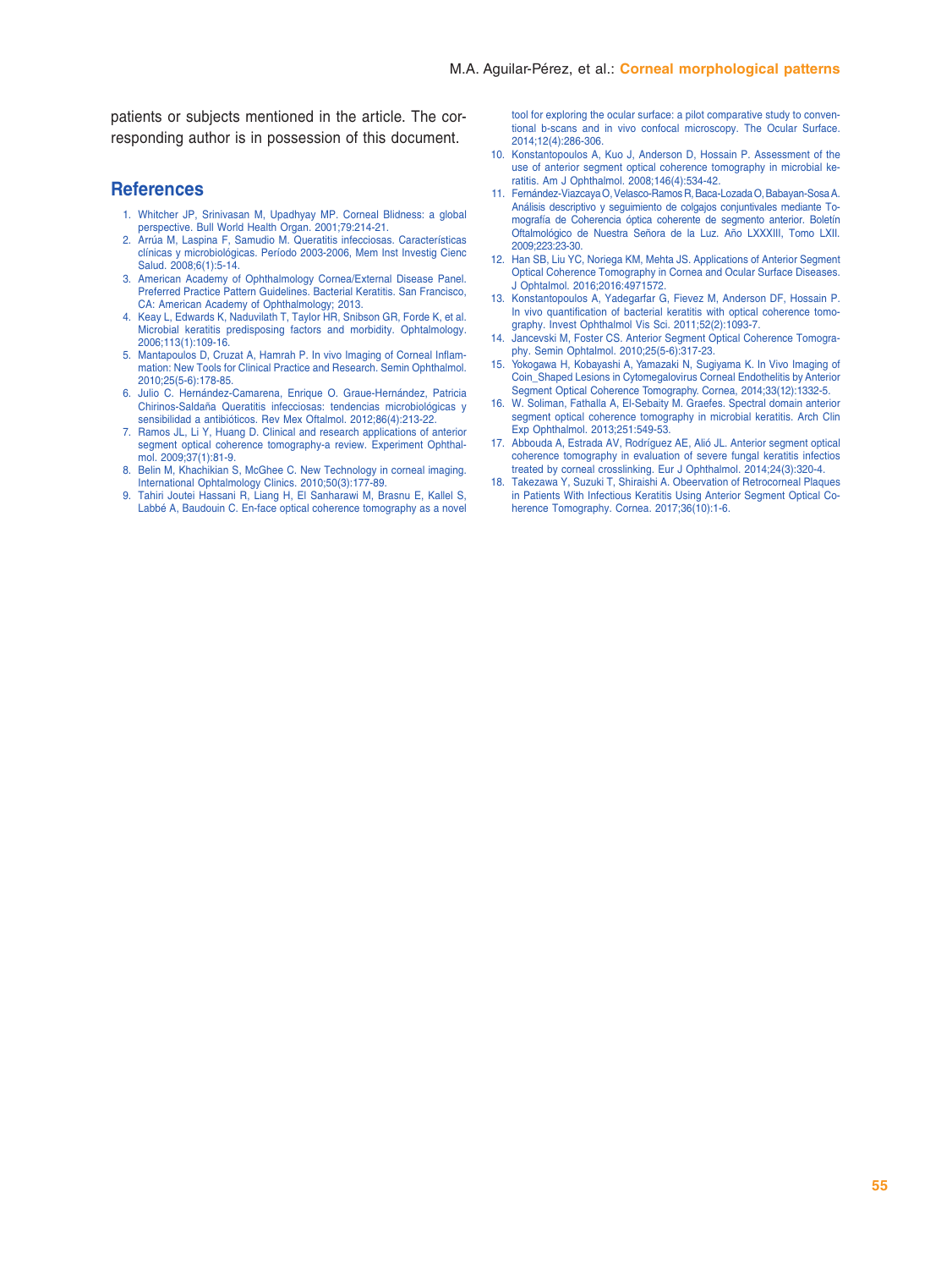patients or subjects mentioned in the article. The corresponding author is in possession of this document.

## References

1. Whitcher JP, Srinivasan M, Upadhyay MP. Corneal Bldness: a global perspective. Bull World Health Organ. 2001;79:214-21.
2. Arrúa M, Laspina F, Samudio M. Queratitis infecciosas. Características clínicas y microbiológicas. Período 2003-2006, Mem Inst Investig Cienc Salud. 2008;6(1):5-14.
3. American Academy of Ophthalmology Cornea/External Disease Panel. Preferred Practice Pattern Guidelines. Bacterial Keratitis. San Francisco, CA: American Academy of Ophthalmology; 2013.
4. Keay L, Edwards K, Naduvilath T, Taylor HR, Snibson GR, Forde K, et al. Microbial keratitis predisposing factors and morbidity. Ophtalmology. 2006;113(1):109-16.
5. Mantapoulos D, Cruzat A, Hamrah P. In vivo Imaging of Corneal Inflammation: New Tools for Clinical Practice and Research. Semin Ophthalmol. 2010;25(5-6):178-85.
6. Julio C. Hernández-Camarena, Enrique O. Graue-Hernández, Patricia Chirinos-Saldaña Queratitis infecciosas: tendencias microbiológicas y sensibilidad a antibióticos. Rev Mex Oftalmol. 2012;86(4):213-22.
7. Ramos JL, Li Y, Huang D. Clinical and research applications of anterior segment optical coherence tomography-a review. Experiment Ophthalmol. 2009;37(1):81-9.
8. Belin M, Khachikian S, McGhee C. New Technology in corneal imaging. International Ophtalmology Clinics. 2010;50(3):177-89.
9. Tahiri Joutei Hassani R, Liang H, El Sanharawi M, Brasnu E, Kallel S, Labbé A, Baudouin C. En-face optical coherence tomography as a novel tool for exploring the ocular surface: a pilot comparative study to conventional b-scans and in vivo confocal microscopy. The Ocular Surface. 2014;12(4):286-306.
10. Konstantopoulos A, Kuo J, Anderson D, Hossain P. Assessment of the use of anterior segment optical coherence tomography in microbial keratitis. Am J Ophthalmol. 2008;146(4):534-42.
11. Fernández-Viazcaya O, Velasco-Ramos R, Baca-Lozada O, Babayan-Sosa A. Análisis descriptivo y seguimiento de colgajos conjuntivales mediante Tomografía de Coherencia óptica coherente de segmento anterior. Boletín Oftalmológico de Nuestra Señora de la Luz. Año LXXXIII, Tomo LXII. 2009;223:23-30.
12. Han SB, Liu YC, Noriega KM, Mehta JS. Applications of Anterior Segment Optical Coherence Tomography in Cornea and Ocular Surface Diseases. J Ophtalmol. 2016;2016:4971572.
13. Konstantopoulos A, Yadegarfar G, Fievez M, Anderson DF, Hossain P. In vivo quantification of bacterial keratitis with optical coherence tomography. Invest Ophthalmol Vis Sci. 2011;52(2):1093-7.
14. Jancevski M, Foster CS. Anterior Segment Optical Coherence Tomography. Semin Ophtalmol. 2010;25(5-6):317-23.
15. Yokogawa H, Kobayashi A, Yamazaki N, Sugiyama K. In Vivo Imaging of Coin_Shaped Lesions in Cytomegalovirus Corneal Endothelitis by Anterior Segment Optical Coherence Tomography. Cornea, 2014;33(12):1332-5.
16. W. Soliman, Fathalla A, El-Sebaity M. Graefes. Spectral domain anterior segment optical coherence tomography in microbial keratitis. Arch Clin Exp Ophthalmol. 2013;251:549-53.
17. Abbouda A, Estrada AV, Rodríguez AE, Alió JL. Anterior segment optical coherence tomography in evaluation of severe fungal keratitis infectios treated by corneal crosslinking. Eur J Ophthalmol. 2014;24(3):320-4.
18. Takezawa Y, Suzuki T, Shiraishi A. Obeervation of Retrocorneal Plaques in Patients With Infectious Keratitis Using Anterior Segment Optical Coherence Tomography. Cornea. 2017;36(10):1-6.